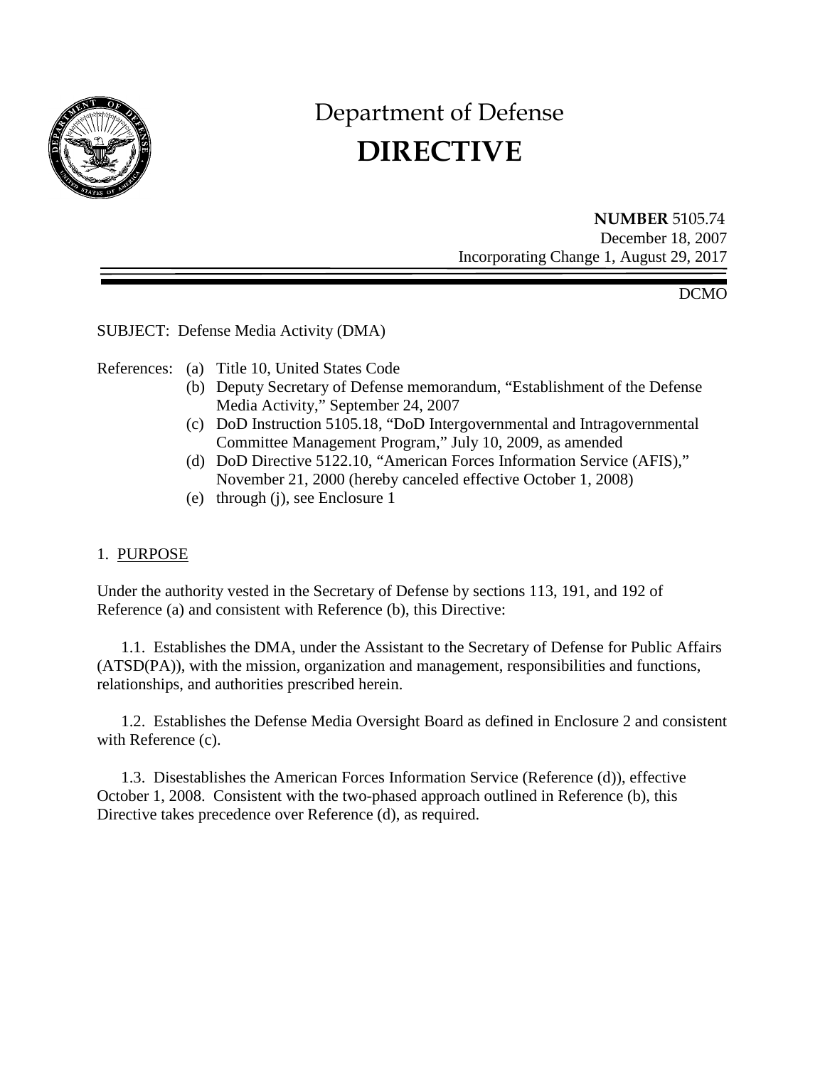# Department of Defense
# **DIRECTIVE**

**NUMBER** 5105.74
December 18, 2007
Incorporating Change 1, August 29, 2017

DCMO

SUBJECT: Defense Media Activity (DMA)

References:
(a) Title 10, United States Code
(b) Deputy Secretary of Defense memorandum, "Establishment of the Defense Media Activity," September 24, 2007
(c) DoD Instruction 5105.18, "DoD Intergovernmental and Intragovernmental Committee Management Program," July 10, 2009, as amended
(d) DoD Directive 5122.10, "American Forces Information Service (AFIS)," November 21, 2000 (hereby canceled effective October 1, 2008)
(e) through (j), see Enclosure 1

## 1. PURPOSE

Under the authority vested in the Secretary of Defense by sections 113, 191, and 192 of Reference (a) and consistent with Reference (b), this Directive:

1.1. Establishes the DMA, under the Assistant to the Secretary of Defense for Public Affairs (ATSD(PA)), with the mission, organization and management, responsibilities and functions, relationships, and authorities prescribed herein.

1.2. Establishes the Defense Media Oversight Board as defined in Enclosure 2 and consistent with Reference (c).

1.3. Disestablishes the American Forces Information Service (Reference (d)), effective October 1, 2008. Consistent with the two-phased approach outlined in Reference (b), this Directive takes precedence over Reference (d), as required.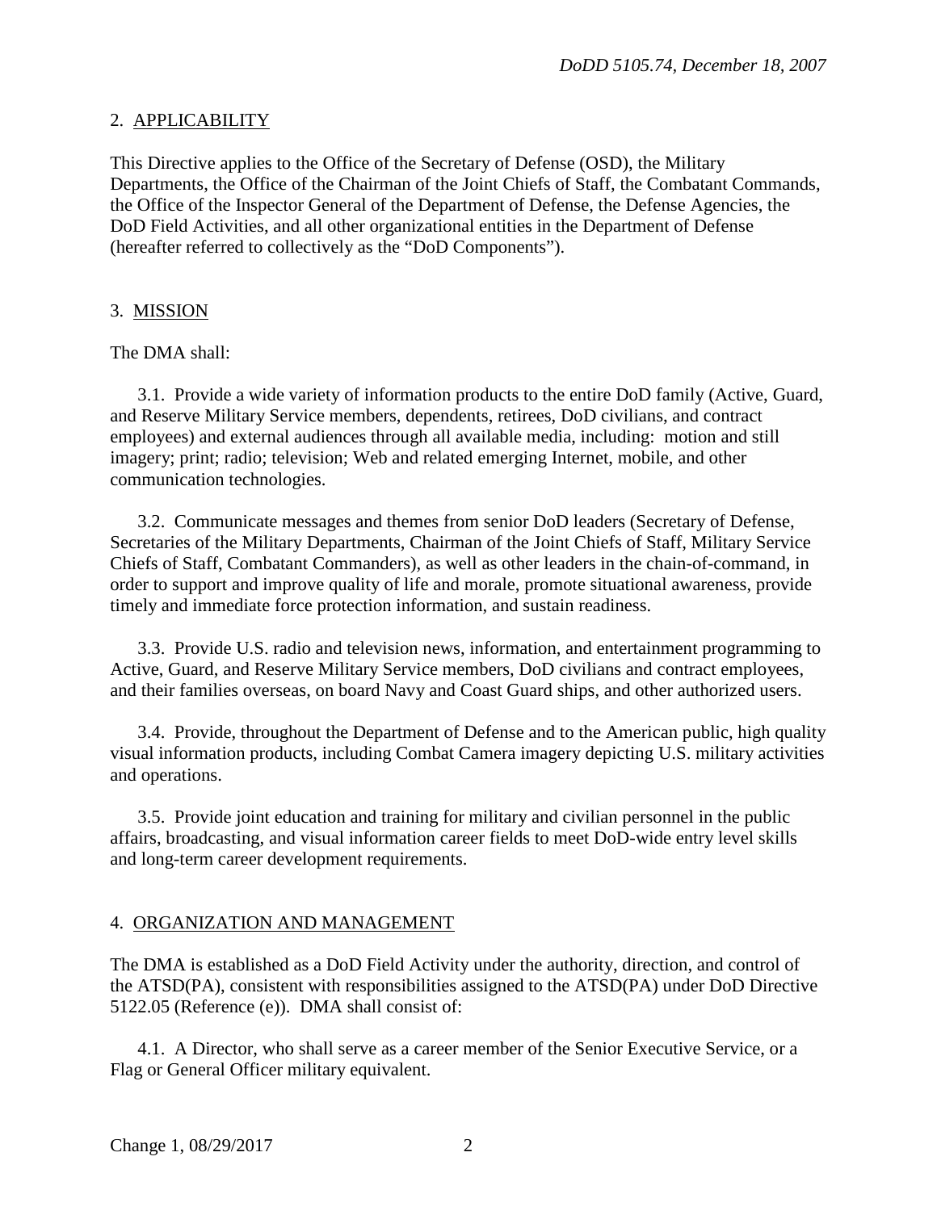## 2. APPLICABILITY

This Directive applies to the Office of the Secretary of Defense (OSD), the Military Departments, the Office of the Chairman of the Joint Chiefs of Staff, the Combatant Commands, the Office of the Inspector General of the Department of Defense, the Defense Agencies, the DoD Field Activities, and all other organizational entities in the Department of Defense (hereafter referred to collectively as the "DoD Components").

## 3. MISSION

The DMA shall:

3.1. Provide a wide variety of information products to the entire DoD family (Active, Guard, and Reserve Military Service members, dependents, retirees, DoD civilians, and contract employees) and external audiences through all available media, including: motion and still imagery; print; radio; television; Web and related emerging Internet, mobile, and other communication technologies.

3.2. Communicate messages and themes from senior DoD leaders (Secretary of Defense, Secretaries of the Military Departments, Chairman of the Joint Chiefs of Staff, Military Service Chiefs of Staff, Combatant Commanders), as well as other leaders in the chain-of-command, in order to support and improve quality of life and morale, promote situational awareness, provide timely and immediate force protection information, and sustain readiness.

3.3. Provide U.S. radio and television news, information, and entertainment programming to Active, Guard, and Reserve Military Service members, DoD civilians and contract employees, and their families overseas, on board Navy and Coast Guard ships, and other authorized users.

3.4. Provide, throughout the Department of Defense and to the American public, high quality visual information products, including Combat Camera imagery depicting U.S. military activities and operations.

3.5. Provide joint education and training for military and civilian personnel in the public affairs, broadcasting, and visual information career fields to meet DoD-wide entry level skills and long-term career development requirements.

## 4. ORGANIZATION AND MANAGEMENT

The DMA is established as a DoD Field Activity under the authority, direction, and control of the ATSD(PA), consistent with responsibilities assigned to the ATSD(PA) under DoD Directive 5122.05 (Reference (e)). DMA shall consist of:

4.1. A Director, who shall serve as a career member of the Senior Executive Service, or a Flag or General Officer military equivalent.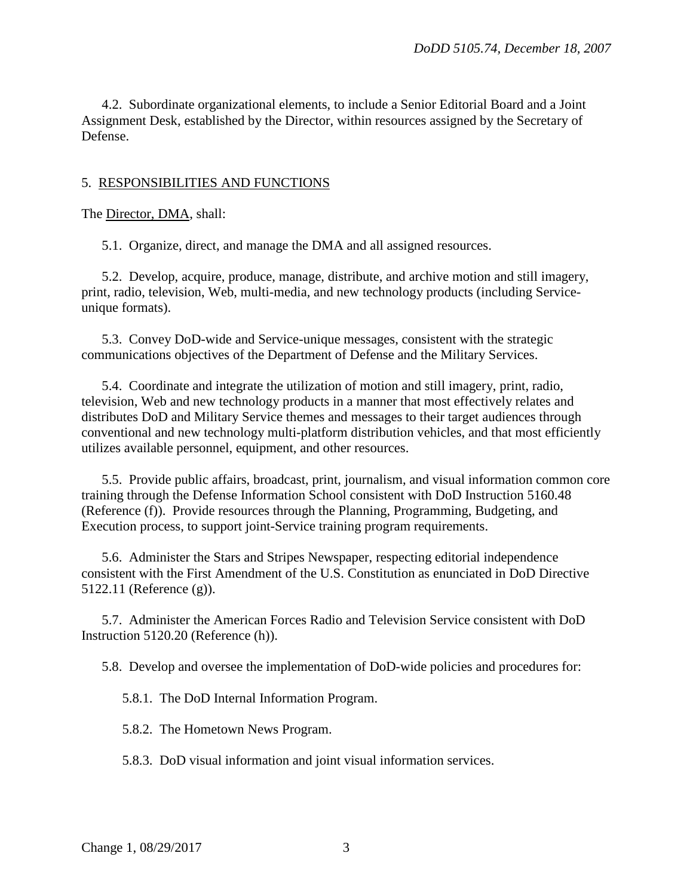4.2. Subordinate organizational elements, to include a Senior Editorial Board and a Joint Assignment Desk, established by the Director, within resources assigned by the Secretary of Defense.

## 5. RESPONSIBILITIES AND FUNCTIONS

The Director, DMA, shall:

5.1. Organize, direct, and manage the DMA and all assigned resources.

5.2. Develop, acquire, produce, manage, distribute, and archive motion and still imagery, print, radio, television, Web, multi-media, and new technology products (including Service-unique formats).

5.3. Convey DoD-wide and Service-unique messages, consistent with the strategic communications objectives of the Department of Defense and the Military Services.

5.4. Coordinate and integrate the utilization of motion and still imagery, print, radio, television, Web and new technology products in a manner that most effectively relates and distributes DoD and Military Service themes and messages to their target audiences through conventional and new technology multi-platform distribution vehicles, and that most efficiently utilizes available personnel, equipment, and other resources.

5.5. Provide public affairs, broadcast, print, journalism, and visual information common core training through the Defense Information School consistent with DoD Instruction 5160.48 (Reference (f)). Provide resources through the Planning, Programming, Budgeting, and Execution process, to support joint-Service training program requirements.

5.6. Administer the Stars and Stripes Newspaper, respecting editorial independence consistent with the First Amendment of the U.S. Constitution as enunciated in DoD Directive 5122.11 (Reference (g)).

5.7. Administer the American Forces Radio and Television Service consistent with DoD Instruction 5120.20 (Reference (h)).

5.8. Develop and oversee the implementation of DoD-wide policies and procedures for:

5.8.1. The DoD Internal Information Program.

5.8.2. The Hometown News Program.

5.8.3. DoD visual information and joint visual information services.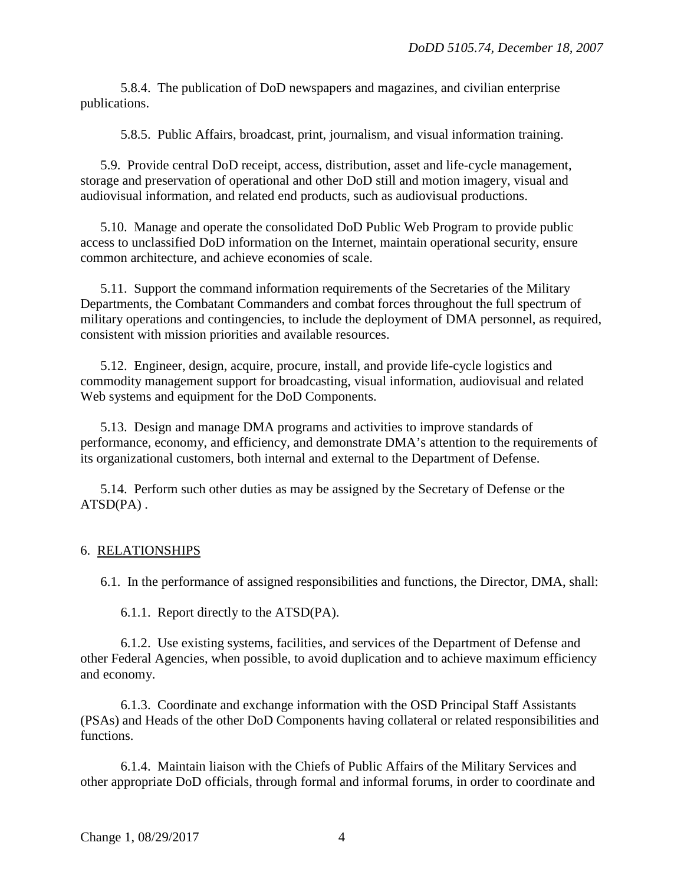5.8.4. The publication of DoD newspapers and magazines, and civilian enterprise publications.

5.8.5. Public Affairs, broadcast, print, journalism, and visual information training.

5.9. Provide central DoD receipt, access, distribution, asset and life-cycle management, storage and preservation of operational and other DoD still and motion imagery, visual and audiovisual information, and related end products, such as audiovisual productions.

5.10. Manage and operate the consolidated DoD Public Web Program to provide public access to unclassified DoD information on the Internet, maintain operational security, ensure common architecture, and achieve economies of scale.

5.11. Support the command information requirements of the Secretaries of the Military Departments, the Combatant Commanders and combat forces throughout the full spectrum of military operations and contingencies, to include the deployment of DMA personnel, as required, consistent with mission priorities and available resources.

5.12. Engineer, design, acquire, procure, install, and provide life-cycle logistics and commodity management support for broadcasting, visual information, audiovisual and related Web systems and equipment for the DoD Components.

5.13. Design and manage DMA programs and activities to improve standards of performance, economy, and efficiency, and demonstrate DMA's attention to the requirements of its organizational customers, both internal and external to the Department of Defense.

5.14. Perform such other duties as may be assigned by the Secretary of Defense or the ATSD(PA) .

## 6. RELATIONSHIPS

6.1. In the performance of assigned responsibilities and functions, the Director, DMA, shall:

6.1.1. Report directly to the ATSD(PA).

6.1.2. Use existing systems, facilities, and services of the Department of Defense and other Federal Agencies, when possible, to avoid duplication and to achieve maximum efficiency and economy.

6.1.3. Coordinate and exchange information with the OSD Principal Staff Assistants (PSAs) and Heads of the other DoD Components having collateral or related responsibilities and functions.

6.1.4. Maintain liaison with the Chiefs of Public Affairs of the Military Services and other appropriate DoD officials, through formal and informal forums, in order to coordinate and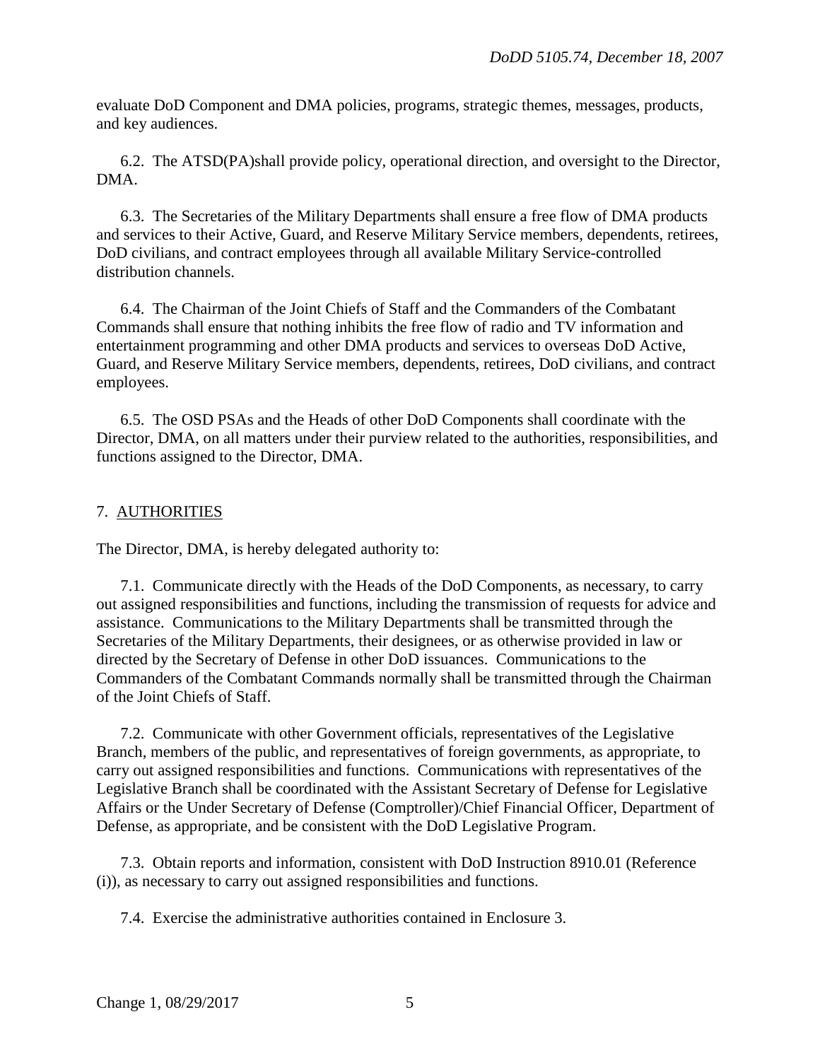evaluate DoD Component and DMA policies, programs, strategic themes, messages, products, and key audiences.

6.2. The ATSD(PA)shall provide policy, operational direction, and oversight to the Director, DMA.

6.3. The Secretaries of the Military Departments shall ensure a free flow of DMA products and services to their Active, Guard, and Reserve Military Service members, dependents, retirees, DoD civilians, and contract employees through all available Military Service-controlled distribution channels.

6.4. The Chairman of the Joint Chiefs of Staff and the Commanders of the Combatant Commands shall ensure that nothing inhibits the free flow of radio and TV information and entertainment programming and other DMA products and services to overseas DoD Active, Guard, and Reserve Military Service members, dependents, retirees, DoD civilians, and contract employees.

6.5. The OSD PSAs and the Heads of other DoD Components shall coordinate with the Director, DMA, on all matters under their purview related to the authorities, responsibilities, and functions assigned to the Director, DMA.

## 7. AUTHORITIES

The Director, DMA, is hereby delegated authority to:

7.1. Communicate directly with the Heads of the DoD Components, as necessary, to carry out assigned responsibilities and functions, including the transmission of requests for advice and assistance. Communications to the Military Departments shall be transmitted through the Secretaries of the Military Departments, their designees, or as otherwise provided in law or directed by the Secretary of Defense in other DoD issuances. Communications to the Commanders of the Combatant Commands normally shall be transmitted through the Chairman of the Joint Chiefs of Staff.

7.2. Communicate with other Government officials, representatives of the Legislative Branch, members of the public, and representatives of foreign governments, as appropriate, to carry out assigned responsibilities and functions. Communications with representatives of the Legislative Branch shall be coordinated with the Assistant Secretary of Defense for Legislative Affairs or the Under Secretary of Defense (Comptroller)/Chief Financial Officer, Department of Defense, as appropriate, and be consistent with the DoD Legislative Program.

7.3. Obtain reports and information, consistent with DoD Instruction 8910.01 (Reference (i)), as necessary to carry out assigned responsibilities and functions.

7.4. Exercise the administrative authorities contained in Enclosure 3.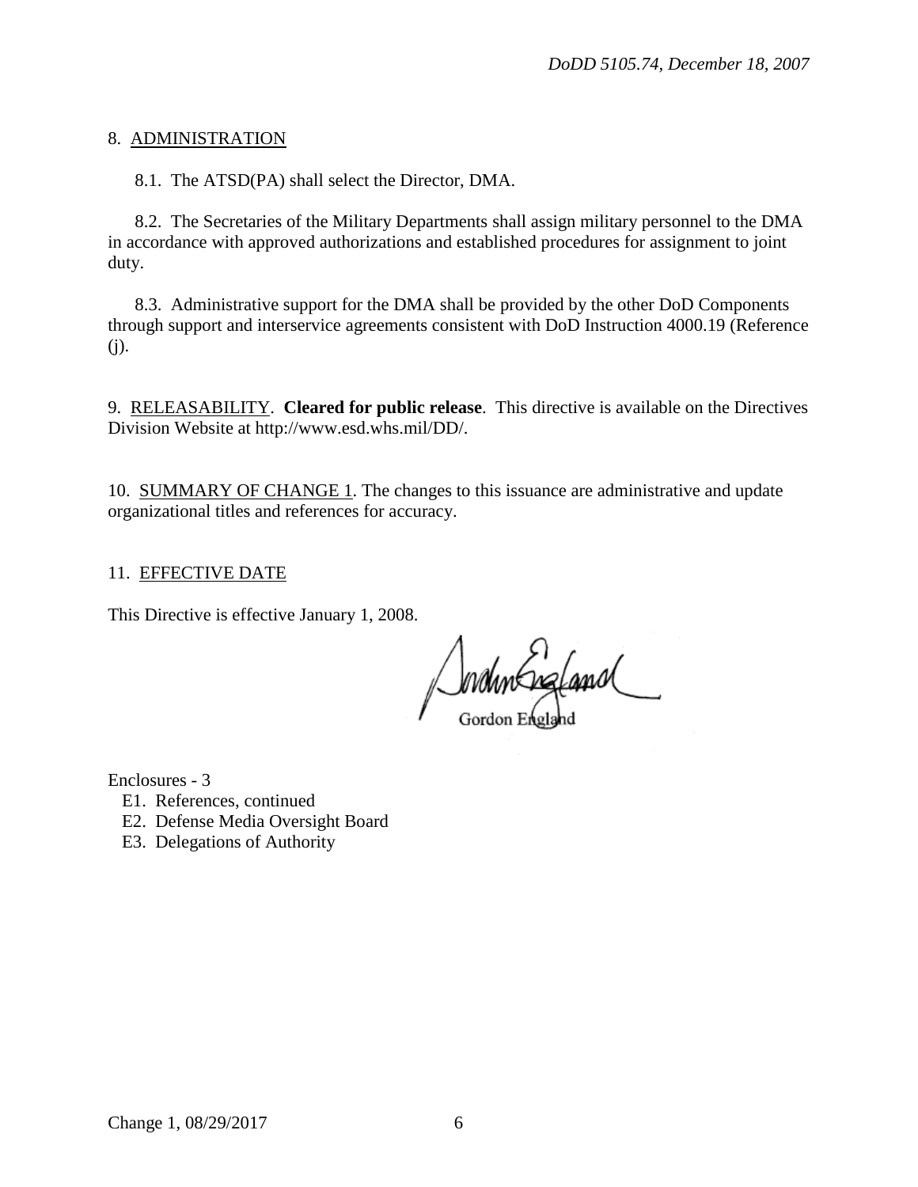8. ADMINISTRATION

8.1. The ATSD(PA) shall select the Director, DMA.

8.2. The Secretaries of the Military Departments shall assign military personnel to the DMA in accordance with approved authorizations and established procedures for assignment to joint duty.

8.3. Administrative support for the DMA shall be provided by the other DoD Components through support and interservice agreements consistent with DoD Instruction 4000.19 (Reference (j).

9. RELEASABILITY. **Cleared for public release**. This directive is available on the Directives Division Website at http://www.esd.whs.mil/DD/.

10. SUMMARY OF CHANGE 1. The changes to this issuance are administrative and update organizational titles and references for accuracy.

11. EFFECTIVE DATE

This Directive is effective January 1, 2008.

Gordon England

Enclosures - 3
- E1. References, continued
- E2. Defense Media Oversight Board
- E3. Delegations of Authority

Change 1, 08/29/2017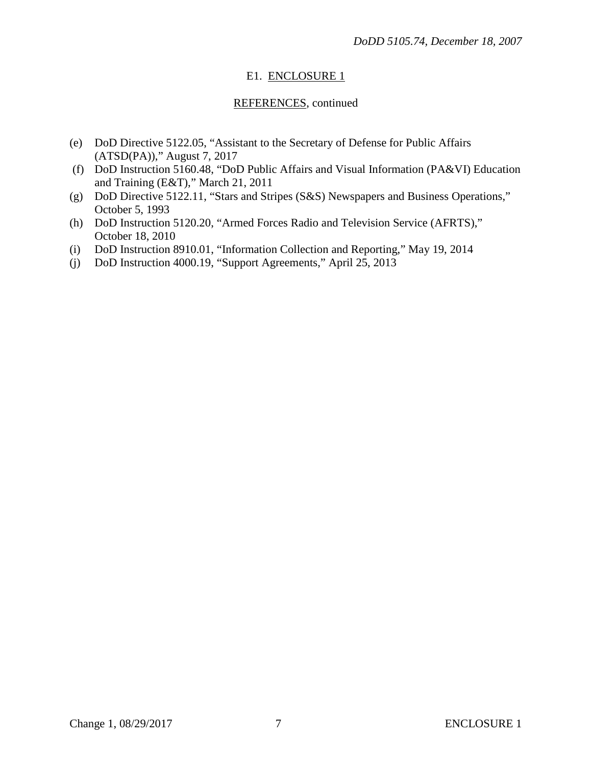E1. ENCLOSURE 1

REFERENCES, continued

(e) DoD Directive 5122.05, "Assistant to the Secretary of Defense for Public Affairs (ATSD(PA))," August 7, 2017
(f) DoD Instruction 5160.48, "DoD Public Affairs and Visual Information (PA&VI) Education and Training (E&T)," March 21, 2011
(g) DoD Directive 5122.11, "Stars and Stripes (S&S) Newspapers and Business Operations," October 5, 1993
(h) DoD Instruction 5120.20, "Armed Forces Radio and Television Service (AFRTS)," October 18, 2010
(i) DoD Instruction 8910.01, "Information Collection and Reporting," May 19, 2014
(j) DoD Instruction 4000.19, "Support Agreements," April 25, 2013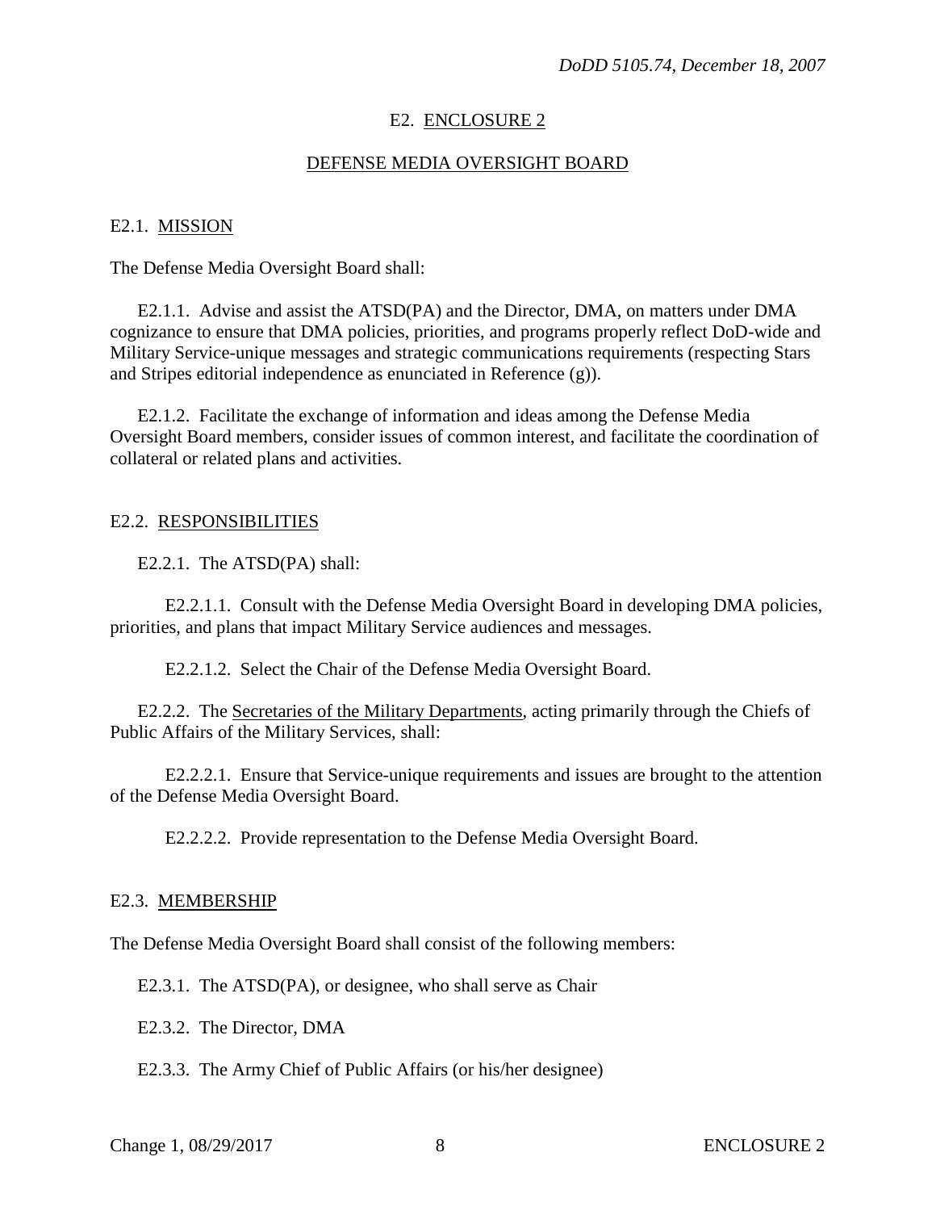## E2. ENCLOSURE 2

## DEFENSE MEDIA OVERSIGHT BOARD

### E2.1. MISSION

The Defense Media Oversight Board shall:

E2.1.1. Advise and assist the ATSD(PA) and the Director, DMA, on matters under DMA cognizance to ensure that DMA policies, priorities, and programs properly reflect DoD-wide and Military Service-unique messages and strategic communications requirements (respecting Stars and Stripes editorial independence as enunciated in Reference (g)).

E2.1.2. Facilitate the exchange of information and ideas among the Defense Media Oversight Board members, consider issues of common interest, and facilitate the coordination of collateral or related plans and activities.

### E2.2. RESPONSIBILITIES

E2.2.1. The ATSD(PA) shall:

E2.2.1.1. Consult with the Defense Media Oversight Board in developing DMA policies, priorities, and plans that impact Military Service audiences and messages.

E2.2.1.2. Select the Chair of the Defense Media Oversight Board.

E2.2.2. The Secretaries of the Military Departments, acting primarily through the Chiefs of Public Affairs of the Military Services, shall:

E2.2.2.1. Ensure that Service-unique requirements and issues are brought to the attention of the Defense Media Oversight Board.

E2.2.2.2. Provide representation to the Defense Media Oversight Board.

### E2.3. MEMBERSHIP

The Defense Media Oversight Board shall consist of the following members:

E2.3.1. The ATSD(PA), or designee, who shall serve as Chair

E2.3.2. The Director, DMA

E2.3.3. The Army Chief of Public Affairs (or his/her designee)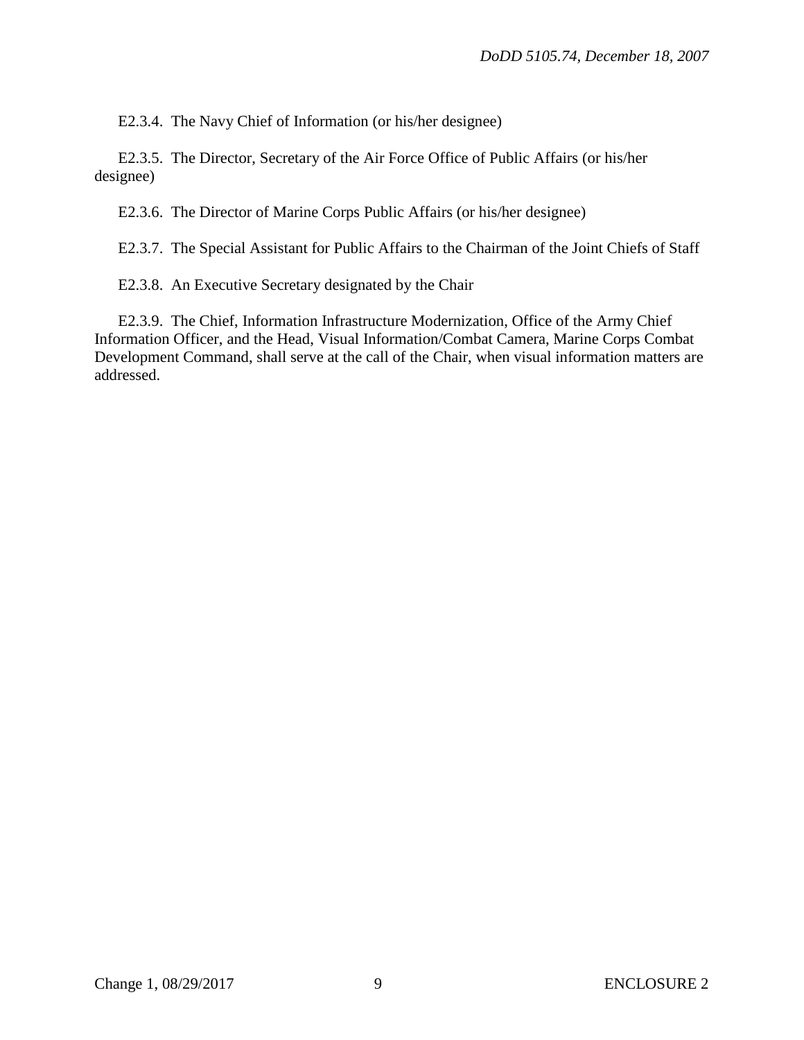E2.3.4. The Navy Chief of Information (or his/her designee)

E2.3.5. The Director, Secretary of the Air Force Office of Public Affairs (or his/her designee)

E2.3.6. The Director of Marine Corps Public Affairs (or his/her designee)

E2.3.7. The Special Assistant for Public Affairs to the Chairman of the Joint Chiefs of Staff

E2.3.8. An Executive Secretary designated by the Chair

E2.3.9. The Chief, Information Infrastructure Modernization, Office of the Army Chief Information Officer, and the Head, Visual Information/Combat Camera, Marine Corps Combat Development Command, shall serve at the call of the Chair, when visual information matters are addressed.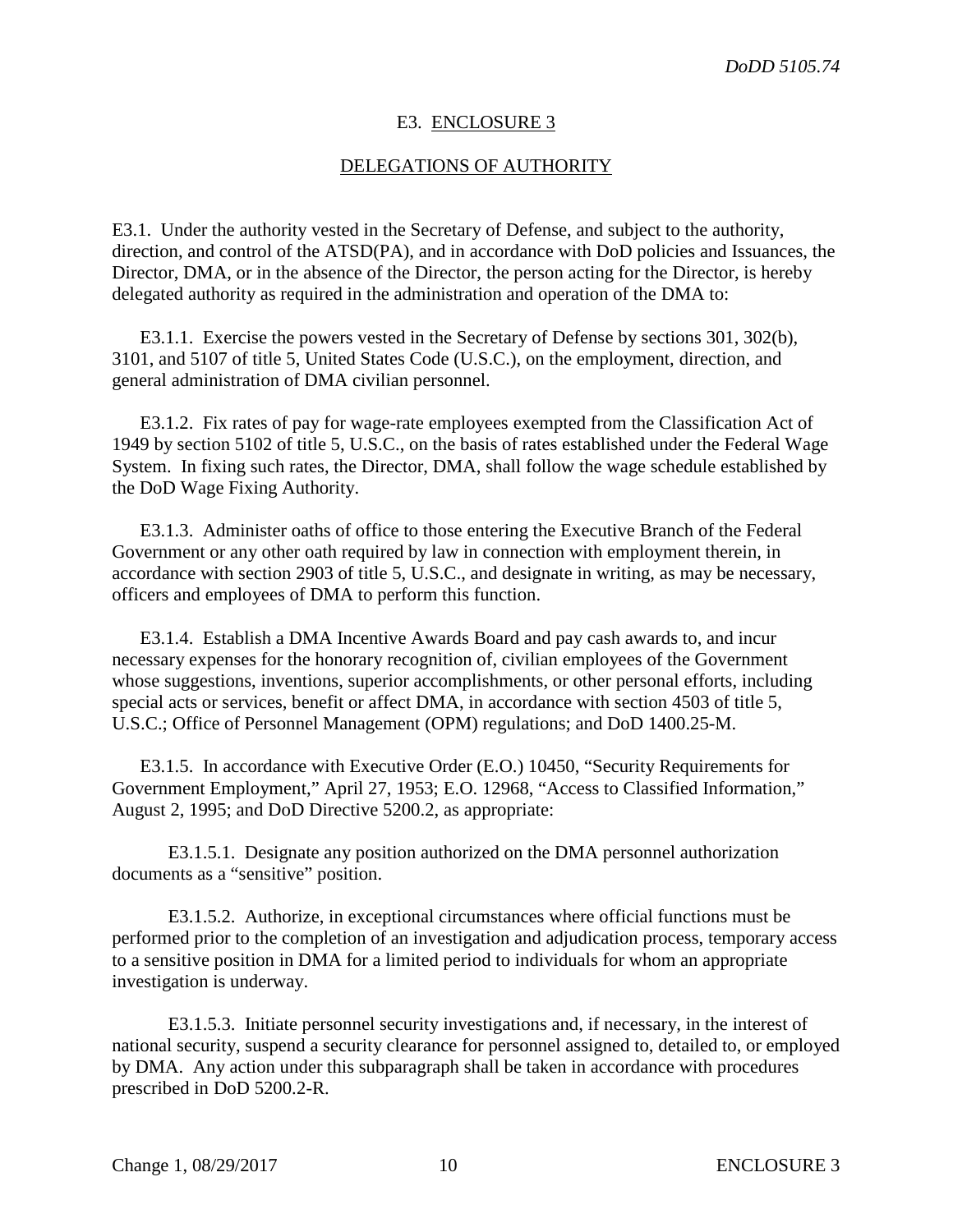## E3. ENCLOSURE 3

## DELEGATIONS OF AUTHORITY

E3.1. Under the authority vested in the Secretary of Defense, and subject to the authority, direction, and control of the ATSD(PA), and in accordance with DoD policies and Issuances, the Director, DMA, or in the absence of the Director, the person acting for the Director, is hereby delegated authority as required in the administration and operation of the DMA to:

E3.1.1. Exercise the powers vested in the Secretary of Defense by sections 301, 302(b), 3101, and 5107 of title 5, United States Code (U.S.C.), on the employment, direction, and general administration of DMA civilian personnel.

E3.1.2. Fix rates of pay for wage-rate employees exempted from the Classification Act of 1949 by section 5102 of title 5, U.S.C., on the basis of rates established under the Federal Wage System. In fixing such rates, the Director, DMA, shall follow the wage schedule established by the DoD Wage Fixing Authority.

E3.1.3. Administer oaths of office to those entering the Executive Branch of the Federal Government or any other oath required by law in connection with employment therein, in accordance with section 2903 of title 5, U.S.C., and designate in writing, as may be necessary, officers and employees of DMA to perform this function.

E3.1.4. Establish a DMA Incentive Awards Board and pay cash awards to, and incur necessary expenses for the honorary recognition of, civilian employees of the Government whose suggestions, inventions, superior accomplishments, or other personal efforts, including special acts or services, benefit or affect DMA, in accordance with section 4503 of title 5, U.S.C.; Office of Personnel Management (OPM) regulations; and DoD 1400.25-M.

E3.1.5. In accordance with Executive Order (E.O.) 10450, "Security Requirements for Government Employment," April 27, 1953; E.O. 12968, "Access to Classified Information," August 2, 1995; and DoD Directive 5200.2, as appropriate:

E3.1.5.1. Designate any position authorized on the DMA personnel authorization documents as a "sensitive" position.

E3.1.5.2. Authorize, in exceptional circumstances where official functions must be performed prior to the completion of an investigation and adjudication process, temporary access to a sensitive position in DMA for a limited period to individuals for whom an appropriate investigation is underway.

E3.1.5.3. Initiate personnel security investigations and, if necessary, in the interest of national security, suspend a security clearance for personnel assigned to, detailed to, or employed by DMA. Any action under this subparagraph shall be taken in accordance with procedures prescribed in DoD 5200.2-R.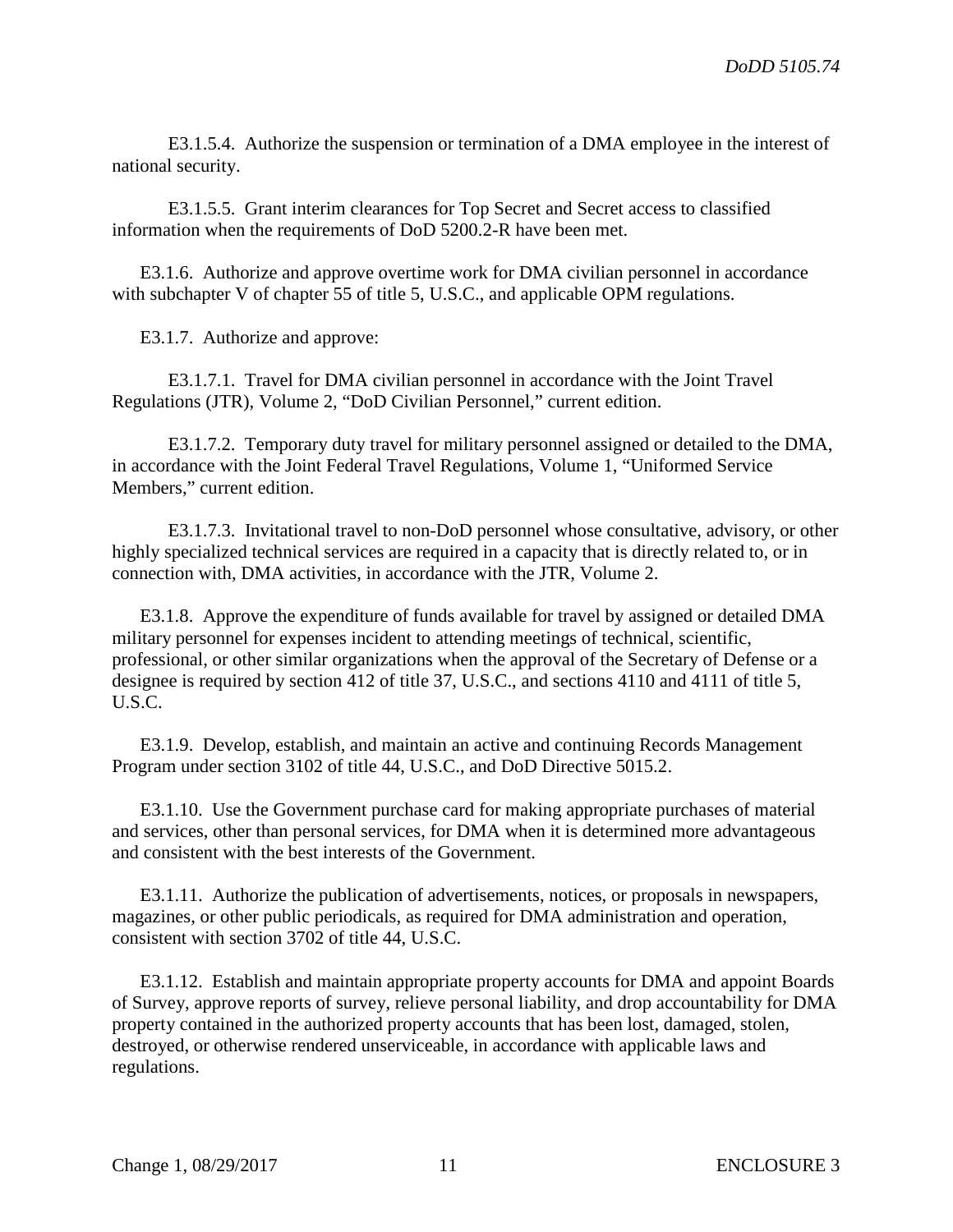E3.1.5.4. Authorize the suspension or termination of a DMA employee in the interest of national security.

E3.1.5.5. Grant interim clearances for Top Secret and Secret access to classified information when the requirements of DoD 5200.2-R have been met.

E3.1.6. Authorize and approve overtime work for DMA civilian personnel in accordance with subchapter V of chapter 55 of title 5, U.S.C., and applicable OPM regulations.

E3.1.7. Authorize and approve:

E3.1.7.1. Travel for DMA civilian personnel in accordance with the Joint Travel Regulations (JTR), Volume 2, "DoD Civilian Personnel," current edition.

E3.1.7.2. Temporary duty travel for military personnel assigned or detailed to the DMA, in accordance with the Joint Federal Travel Regulations, Volume 1, "Uniformed Service Members," current edition.

E3.1.7.3. Invitational travel to non-DoD personnel whose consultative, advisory, or other highly specialized technical services are required in a capacity that is directly related to, or in connection with, DMA activities, in accordance with the JTR, Volume 2.

E3.1.8. Approve the expenditure of funds available for travel by assigned or detailed DMA military personnel for expenses incident to attending meetings of technical, scientific, professional, or other similar organizations when the approval of the Secretary of Defense or a designee is required by section 412 of title 37, U.S.C., and sections 4110 and 4111 of title 5, U.S.C.

E3.1.9. Develop, establish, and maintain an active and continuing Records Management Program under section 3102 of title 44, U.S.C., and DoD Directive 5015.2.

E3.1.10. Use the Government purchase card for making appropriate purchases of material and services, other than personal services, for DMA when it is determined more advantageous and consistent with the best interests of the Government.

E3.1.11. Authorize the publication of advertisements, notices, or proposals in newspapers, magazines, or other public periodicals, as required for DMA administration and operation, consistent with section 3702 of title 44, U.S.C.

E3.1.12. Establish and maintain appropriate property accounts for DMA and appoint Boards of Survey, approve reports of survey, relieve personal liability, and drop accountability for DMA property contained in the authorized property accounts that has been lost, damaged, stolen, destroyed, or otherwise rendered unserviceable, in accordance with applicable laws and regulations.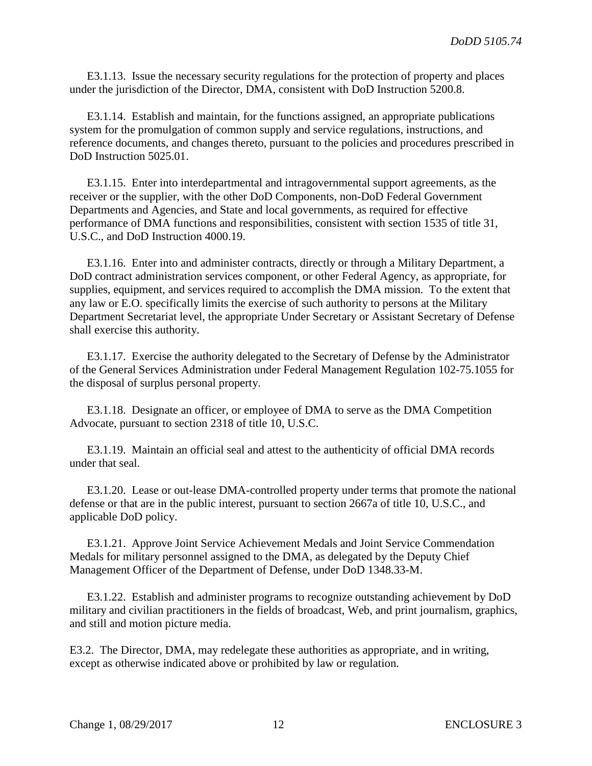E3.1.13. Issue the necessary security regulations for the protection of property and places under the jurisdiction of the Director, DMA, consistent with DoD Instruction 5200.8.

E3.1.14. Establish and maintain, for the functions assigned, an appropriate publications system for the promulgation of common supply and service regulations, instructions, and reference documents, and changes thereto, pursuant to the policies and procedures prescribed in DoD Instruction 5025.01.

E3.1.15. Enter into interdepartmental and intragovernmental support agreements, as the receiver or the supplier, with the other DoD Components, non-DoD Federal Government Departments and Agencies, and State and local governments, as required for effective performance of DMA functions and responsibilities, consistent with section 1535 of title 31, U.S.C., and DoD Instruction 4000.19.

E3.1.16. Enter into and administer contracts, directly or through a Military Department, a DoD contract administration services component, or other Federal Agency, as appropriate, for supplies, equipment, and services required to accomplish the DMA mission. To the extent that any law or E.O. specifically limits the exercise of such authority to persons at the Military Department Secretariat level, the appropriate Under Secretary or Assistant Secretary of Defense shall exercise this authority.

E3.1.17. Exercise the authority delegated to the Secretary of Defense by the Administrator of the General Services Administration under Federal Management Regulation 102-75.1055 for the disposal of surplus personal property.

E3.1.18. Designate an officer, or employee of DMA to serve as the DMA Competition Advocate, pursuant to section 2318 of title 10, U.S.C.

E3.1.19. Maintain an official seal and attest to the authenticity of official DMA records under that seal.

E3.1.20. Lease or out-lease DMA-controlled property under terms that promote the national defense or that are in the public interest, pursuant to section 2667a of title 10, U.S.C., and applicable DoD policy.

E3.1.21. Approve Joint Service Achievement Medals and Joint Service Commendation Medals for military personnel assigned to the DMA, as delegated by the Deputy Chief Management Officer of the Department of Defense, under DoD 1348.33-M.

E3.1.22. Establish and administer programs to recognize outstanding achievement by DoD military and civilian practitioners in the fields of broadcast, Web, and print journalism, graphics, and still and motion picture media.

E3.2. The Director, DMA, may redelegate these authorities as appropriate, and in writing, except as otherwise indicated above or prohibited by law or regulation.